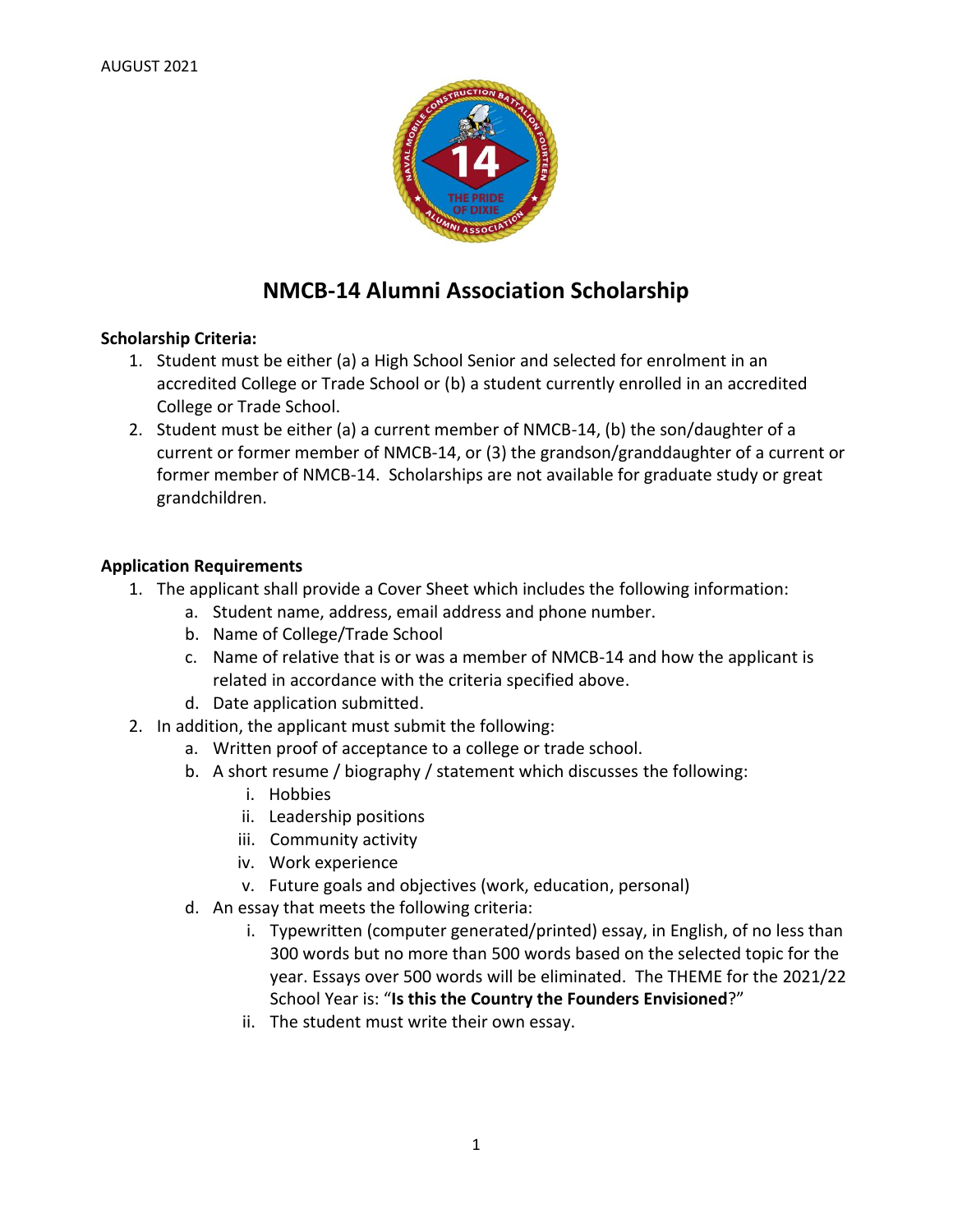AUGUST 2021

# NMCB-14 Alumni Association Scholarship

**Scholarship Criteria:**

1. Student must be either (a) a High School Senior and selected for enrolment in an accredited College or Trade School or (b) a student currently enrolled in an accredited College or Trade School.
2. Student must be either (a) a current member of NMCB-14, (b) the son/daughter of a current or former member of NMCB-14, or (3) the grandson/granddaughter of a current or former member of NMCB-14. Scholarships are not available for graduate study or great grandchildren.

**Application Requirements**

1. The applicant shall provide a Cover Sheet which includes the following information:
   a. Student name, address, email address and phone number.
   b. Name of College/Trade School
   c. Name of relative that is or was a member of NMCB-14 and how the applicant is related in accordance with the criteria specified above.
   d. Date application submitted.
2. In addition, the applicant must submit the following:
   a. Written proof of acceptance to a college or trade school.
   b. A short resume / biography / statement which discusses the following:
      i. Hobbies
      ii. Leadership positions
      iii. Community activity
      iv. Work experience
      v. Future goals and objectives (work, education, personal)
   d. An essay that meets the following criteria:
      i. Typewritten (computer generated/printed) essay, in English, of no less than 300 words but no more than 500 words based on the selected topic for the year. Essays over 500 words will be eliminated. The THEME for the 2021/22 School Year is: "**Is this the Country the Founders Envisioned**?"
      ii. The student must write their own essay.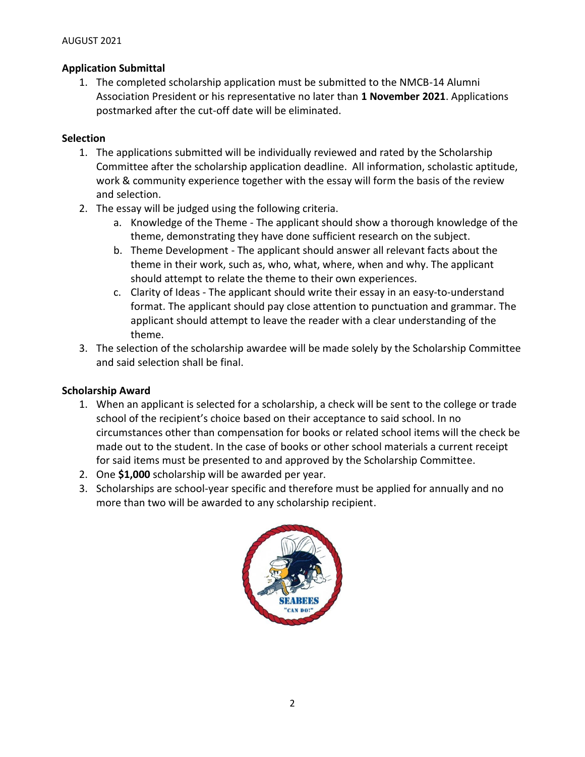## Application Submittal

1. The completed scholarship application must be submitted to the NMCB-14 Alumni Association President or his representative no later than **1 November 2021**. Applications postmarked after the cut-off date will be eliminated.

## Selection

1. The applications submitted will be individually reviewed and rated by the Scholarship Committee after the scholarship application deadline. All information, scholastic aptitude, work & community experience together with the essay will form the basis of the review and selection.
2. The essay will be judged using the following criteria.
   a. Knowledge of the Theme - The applicant should show a thorough knowledge of the theme, demonstrating they have done sufficient research on the subject.
   b. Theme Development - The applicant should answer all relevant facts about the theme in their work, such as, who, what, where, when and why. The applicant should attempt to relate the theme to their own experiences.
   c. Clarity of Ideas - The applicant should write their essay in an easy-to-understand format. The applicant should pay close attention to punctuation and grammar. The applicant should attempt to leave the reader with a clear understanding of the theme.
3. The selection of the scholarship awardee will be made solely by the Scholarship Committee and said selection shall be final.

## Scholarship Award

1. When an applicant is selected for a scholarship, a check will be sent to the college or trade school of the recipient's choice based on their acceptance to said school. In no circumstances other than compensation for books or related school items will the check be made out to the student. In the case of books or other school materials a current receipt for said items must be presented to and approved by the Scholarship Committee.
2. One **$1,000** scholarship will be awarded per year.
3. Scholarships are school-year specific and therefore must be applied for annually and no more than two will be awarded to any scholarship recipient.